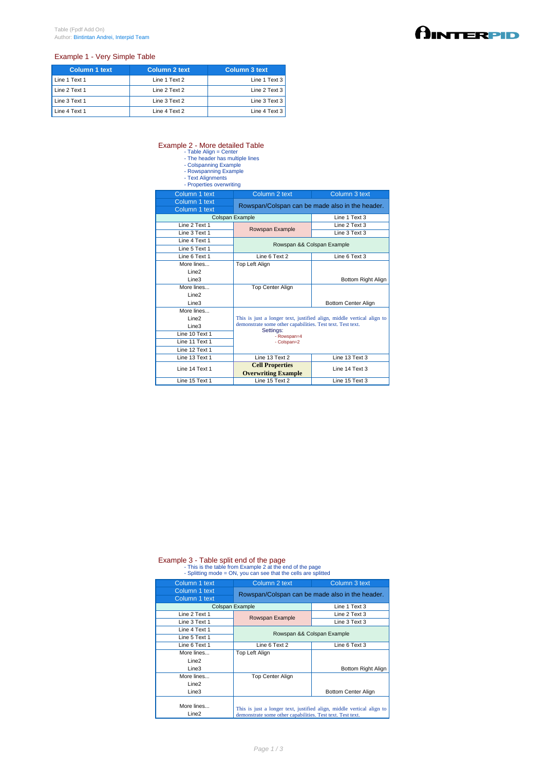Table (Fpdf Add On)
Author: Bintintan Andrei, Interpid Team

## Example 1 - Very Simple Table

| Column 1 text | Column 2 text | Column 3 text |
|---|---|---|
| Line 1 Text 1 | Line 1 Text 2 | Line 1 Text 3 |
| Line 2 Text 1 | Line 2 Text 2 | Line 2 Text 3 |
| Line 3 Text 1 | Line 3 Text 2 | Line 3 Text 3 |
| Line 4 Text 1 | Line 4 Text 2 | Line 4 Text 3 |

## Example 2 - More detailed Table

- Table Align = Center
- The header has multiple lines
- Colspanning Example
- Rowspanning Example
- Text Alignments
- Properties overwriting

| Column 1 text | Column 2 text | Column 3 text |
|---|---|---|
| Column 1 text<br>Column 1 text | Rowspan/Colspan can be made also in the header. | |
| Colspan Example | | Line 1 Text 3 |
| Line 2 Text 1 | Rowspan Example | Line 2 Text 3 |
| Line 3 Text 1 | | Line 3 Text 3 |
| Line 4 Text 1 | Rowspan && Colspan Example | |
| Line 5 Text 1 | | |
| Line 6 Text 1 | Line 6 Text 2 | Line 6 Text 3 |
| More lines...<br>Line2<br>Line3 | Top Left Align | Bottom Right Align |
| More lines...<br>Line2<br>Line3 | Top Center Align | Bottom Center Align |
| More lines...<br>Line2<br>Line3 | This is just a longer text, justified align, middle vertical align to demonstrate some other capabilities. Test text. Test text.<br>Settings:<br>- Rowspan=4<br>- Colspan=2 | |
| Line 10 Text 1 | | |
| Line 11 Text 1 | | |
| Line 12 Text 1 | | |
| Line 13 Text 1 | Line 13 Text 2 | Line 13 Text 3 |
| Line 14 Text 1 | **Cell Properties Overwriting Example** | Line 14 Text 3 |
| Line 15 Text 1 | Line 15 Text 2 | Line 15 Text 3 |

## Example 3 - Table split end of the page

- This is the table from Example 2 at the end of the page
- Splitting mode = ON, you can see that the cells are splitted

| Column 1 text | Column 2 text | Column 3 text |
|---|---|---|
| Column 1 text<br>Column 1 text | Rowspan/Colspan can be made also in the header. | |
| Colspan Example | | Line 1 Text 3 |
| Line 2 Text 1 | Rowspan Example | Line 2 Text 3 |
| Line 3 Text 1 | | Line 3 Text 3 |
| Line 4 Text 1 | Rowspan && Colspan Example | |
| Line 5 Text 1 | | |
| Line 6 Text 1 | Line 6 Text 2 | Line 6 Text 3 |
| More lines...<br>Line2<br>Line3 | Top Left Align | Bottom Right Align |
| More lines...<br>Line2<br>Line3 | Top Center Align | Bottom Center Align |
| More lines...<br>Line2 | This is just a longer text, justified align, middle vertical align to demonstrate some other capabilities. Test text. Test text. | |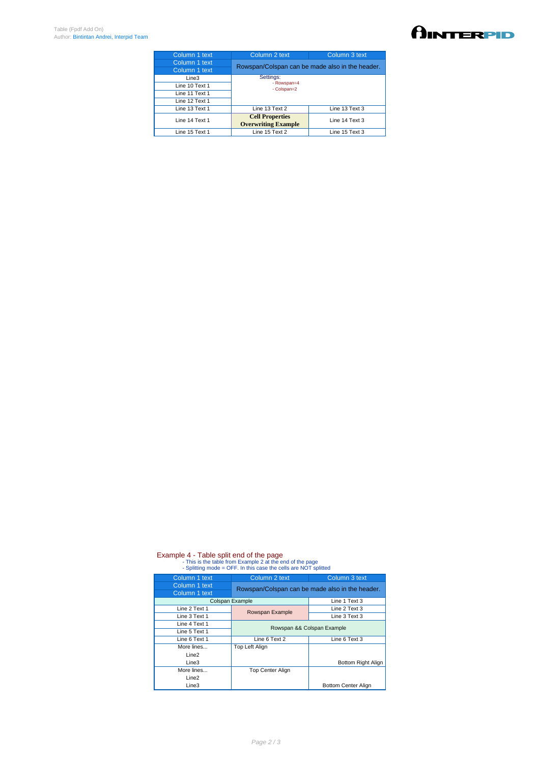| Column 1 text | Column 2 text | Column 3 text |
|---|---|---|
| Column 1 text<br>Column 1 text | Rowspan/Colspan can be made also in the header. | |
| Line3 | Settings:<br>- Rowspan=4<br>- Colspan=2 | |
| Line 10 Text 1 | | |
| Line 11 Text 1 | | |
| Line 12 Text 1 | | |
| Line 13 Text 1 | Line 13 Text 2 | Line 13 Text 3 |
| Line 14 Text 1 | **Cell Properties Overwriting Example** | Line 14 Text 3 |
| Line 15 Text 1 | Line 15 Text 2 | Line 15 Text 3 |

## Example 4 - Table split end of the page

- This is the table from Example 2 at the end of the page
- Splitting mode = OFF. In this case the cells are NOT splitted

| Column 1 text | Column 2 text | Column 3 text |
|---|---|---|
| Column 1 text<br>Column 1 text | Rowspan/Colspan can be made also in the header. | |
| Colspan Example | | Line 1 Text 3 |
| Line 2 Text 1 | Rowspan Example | Line 2 Text 3 |
| Line 3 Text 1 | | Line 3 Text 3 |
| Line 4 Text 1 | Rowspan && Colspan Example | |
| Line 5 Text 1 | | |
| Line 6 Text 1 | Line 6 Text 2 | Line 6 Text 3 |
| More lines...<br>Line2<br>Line3 | Top Left Align | Bottom Right Align |
| More lines...<br>Line2<br>Line3 | Top Center Align | Bottom Center Align |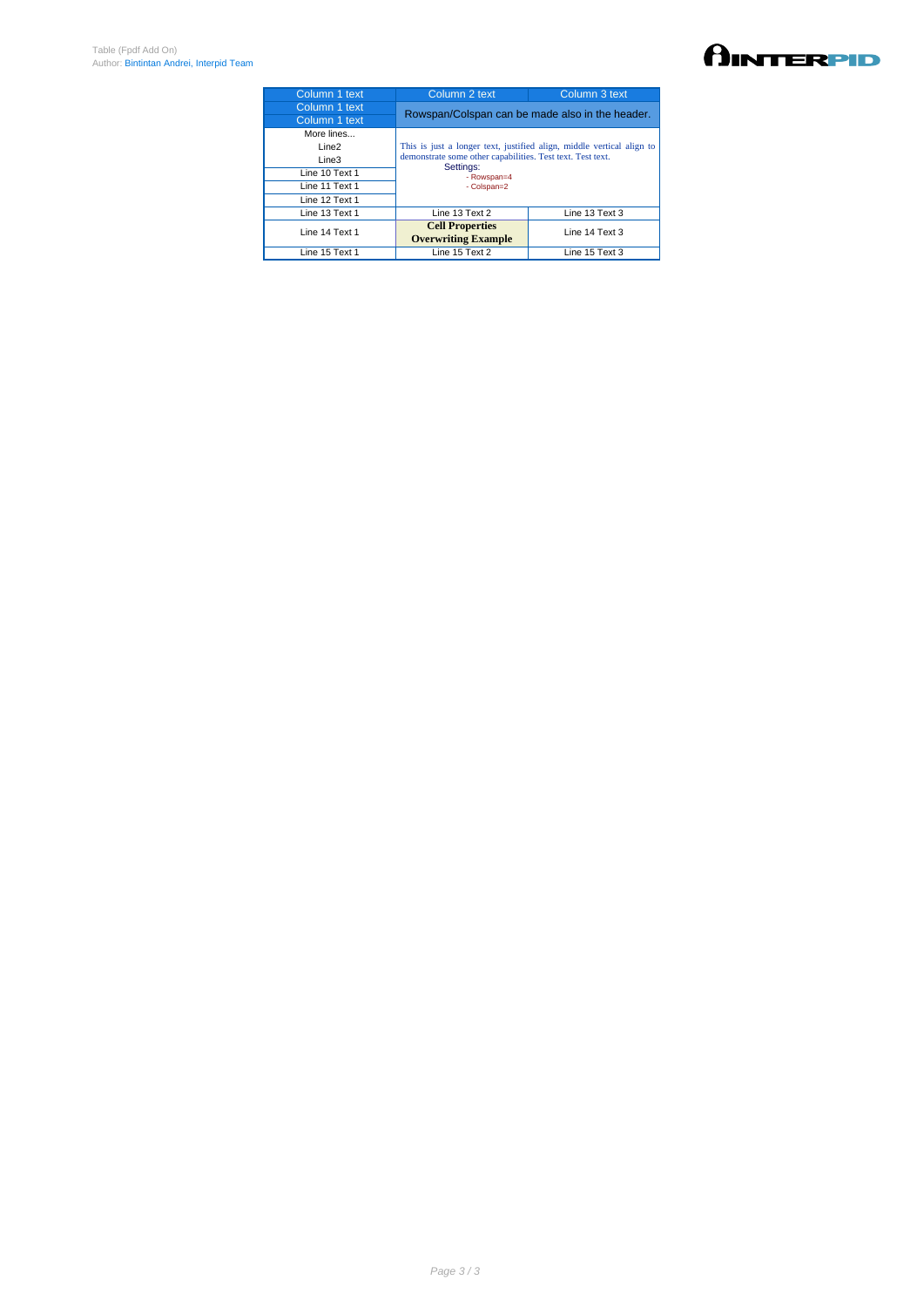| Column 1 text | Column 2 text | Column 3 text |
|---|---|---|
| Column 1 text<br>Column 1 text | Rowspan/Colspan can be made also in the header. | |
| More lines...<br>Line2<br>Line3 | This is just a longer text, justified align, middle vertical align to demonstrate some other capabilities. Test text. Test text.<br>Settings:<br>- Rowspan=4<br>- Colspan=2 | |
| Line 10 Text 1 | | |
| Line 11 Text 1 | | |
| Line 12 Text 1 | | |
| Line 13 Text 1 | Line 13 Text 2 | Line 13 Text 3 |
| Line 14 Text 1 | **Cell Properties Overwriting Example** | Line 14 Text 3 |
| Line 15 Text 1 | Line 15 Text 2 | Line 15 Text 3 |